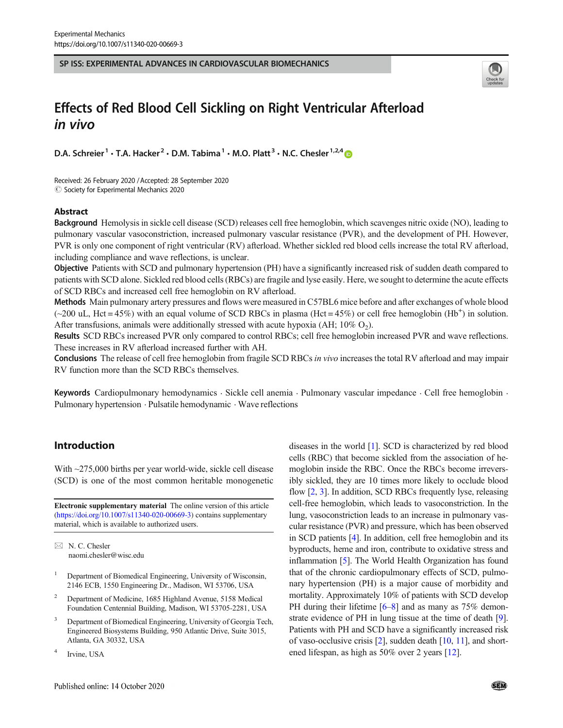SP ISS: EXPERIMENTAL ADVANCES IN CARDIOVASCULAR BIOMECHANICS

# Effects of Red Blood Cell Sickling on Right Ventricular Afterload *in vivo*

D.A. Schreier[1] · T.A. Hacker[2] · D.M. Tabima[1] · M.O. Platt[3] · N.C. Chesler[1,2,4]

Received: 26 February 2020 / Accepted: 28 September 2020
© Society for Experimental Mechanics 2020

## Abstract

**Background** Hemolysis in sickle cell disease (SCD) releases cell free hemoglobin, which scavenges nitric oxide (NO), leading to pulmonary vascular vasoconstriction, increased pulmonary vascular resistance (PVR), and the development of PH. However, PVR is only one component of right ventricular (RV) afterload. Whether sickled red blood cells increase the total RV afterload, including compliance and wave reflections, is unclear.

**Objective** Patients with SCD and pulmonary hypertension (PH) have a significantly increased risk of sudden death compared to patients with SCD alone. Sickled red blood cells (RBCs) are fragile and lyse easily. Here, we sought to determine the acute effects of SCD RBCs and increased cell free hemoglobin on RV afterload.

**Methods** Main pulmonary artery pressures and flows were measured in C57BL6 mice before and after exchanges of whole blood (~200 uL, Hct = 45%) with an equal volume of SCD RBCs in plasma (Hct = 45%) or cell free hemoglobin ($Hb^+$) in solution. After transfusions, animals were additionally stressed with acute hypoxia (AH; 10% $O_2$).

**Results** SCD RBCs increased PVR only compared to control RBCs; cell free hemoglobin increased PVR and wave reflections. These increases in RV afterload increased further with AH.

**Conclusions** The release of cell free hemoglobin from fragile SCD RBCs *in vivo* increases the total RV afterload and may impair RV function more than the SCD RBCs themselves.

**Keywords** Cardiopulmonary hemodynamics · Sickle cell anemia · Pulmonary vascular impedance · Cell free hemoglobin · Pulmonary hypertension · Pulsatile hemodynamic · Wave reflections

## Introduction

With ~275,000 births per year world-wide, sickle cell disease (SCD) is one of the most common heritable monogenetic diseases in the world [1]. SCD is characterized by red blood cells (RBC) that become sickled from the association of hemoglobin inside the RBC. Once the RBCs become irreversibly sickled, they are 10 times more likely to occlude blood flow [2, 3]. In addition, SCD RBCs frequently lyse, releasing cell-free hemoglobin, which leads to vasoconstriction. In the lung, vasoconstriction leads to an increase in pulmonary vascular resistance (PVR) and pressure, which has been observed in SCD patients [4]. In addition, cell free hemoglobin and its byproducts, heme and iron, contribute to oxidative stress and inflammation [5]. The World Health Organization has found that of the chronic cardiopulmonary effects of SCD, pulmonary hypertension (PH) is a major cause of morbidity and mortality. Approximately 10% of patients with SCD develop PH during their lifetime [6–8] and as many as 75% demonstrate evidence of PH in lung tissue at the time of death [9]. Patients with PH and SCD have a significantly increased risk of vaso-occlusive crisis [2], sudden death [10, 11], and shortened lifespan, as high as 50% over 2 years [12].

**Electronic supplementary material** The online version of this article (https://doi.org/10.1007/s11340-020-00669-3) contains supplementary material, which is available to authorized users.

✉ N. C. Chesler
naomi.chesler@wisc.edu

1 Department of Biomedical Engineering, University of Wisconsin, 2146 ECB, 1550 Engineering Dr., Madison, WI 53706, USA

2 Department of Medicine, 1685 Highland Avenue, 5158 Medical Foundation Centennial Building, Madison, WI 53705-2281, USA

3 Department of Biomedical Engineering, University of Georgia Tech, Engineered Biosystems Building, 950 Atlantic Drive, Suite 3015, Atlanta, GA 30332, USA

4 Irvine, USA

Published online: 14 October 2020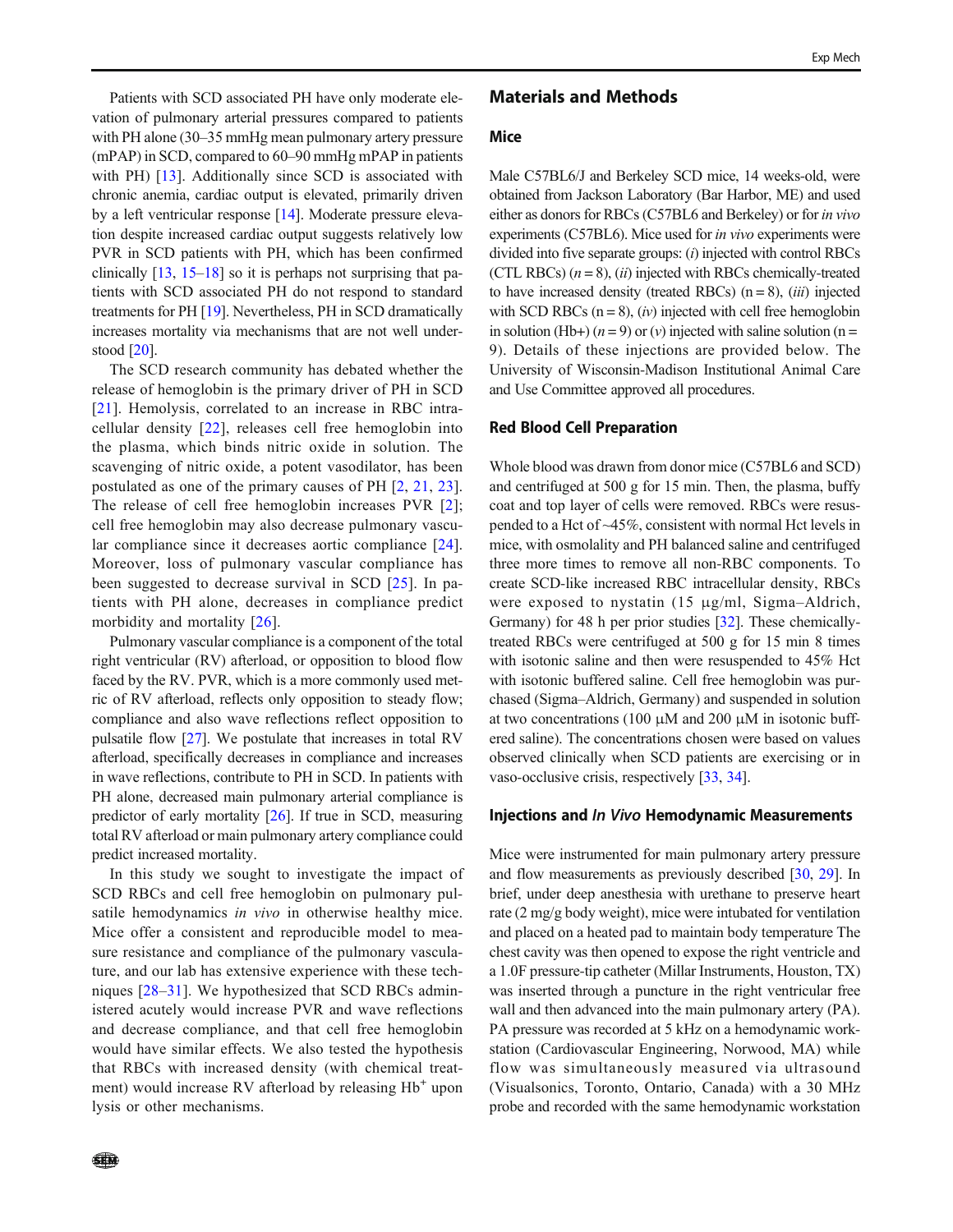Patients with SCD associated PH have only moderate elevation of pulmonary arterial pressures compared to patients with PH alone (30–35 mmHg mean pulmonary artery pressure (mPAP) in SCD, compared to 60–90 mmHg mPAP in patients with PH) [13]. Additionally since SCD is associated with chronic anemia, cardiac output is elevated, primarily driven by a left ventricular response [14]. Moderate pressure elevation despite increased cardiac output suggests relatively low PVR in SCD patients with PH, which has been confirmed clinically [13, 15–18] so it is perhaps not surprising that patients with SCD associated PH do not respond to standard treatments for PH [19]. Nevertheless, PH in SCD dramatically increases mortality via mechanisms that are not well understood [20].

The SCD research community has debated whether the release of hemoglobin is the primary driver of PH in SCD [21]. Hemolysis, correlated to an increase in RBC intracellular density [22], releases cell free hemoglobin into the plasma, which binds nitric oxide in solution. The scavenging of nitric oxide, a potent vasodilator, has been postulated as one of the primary causes of PH [2, 21, 23]. The release of cell free hemoglobin increases PVR [2]; cell free hemoglobin may also decrease pulmonary vascular compliance since it decreases aortic compliance [24]. Moreover, loss of pulmonary vascular compliance has been suggested to decrease survival in SCD [25]. In patients with PH alone, decreases in compliance predict morbidity and mortality [26].

Pulmonary vascular compliance is a component of the total right ventricular (RV) afterload, or opposition to blood flow faced by the RV. PVR, which is a more commonly used metric of RV afterload, reflects only opposition to steady flow; compliance and also wave reflections reflect opposition to pulsatile flow [27]. We postulate that increases in total RV afterload, specifically decreases in compliance and increases in wave reflections, contribute to PH in SCD. In patients with PH alone, decreased main pulmonary arterial compliance is predictor of early mortality [26]. If true in SCD, measuring total RV afterload or main pulmonary artery compliance could predict increased mortality.

In this study we sought to investigate the impact of SCD RBCs and cell free hemoglobin on pulmonary pulsatile hemodynamics *in vivo* in otherwise healthy mice. Mice offer a consistent and reproducible model to measure resistance and compliance of the pulmonary vasculature, and our lab has extensive experience with these techniques [28–31]. We hypothesized that SCD RBCs administered acutely would increase PVR and wave reflections and decrease compliance, and that cell free hemoglobin would have similar effects. We also tested the hypothesis that RBCs with increased density (with chemical treatment) would increase RV afterload by releasing $Hb^+$ upon lysis or other mechanisms.

## Materials and Methods

### Mice

Male C57BL6/J and Berkeley SCD mice, 14 weeks-old, were obtained from Jackson Laboratory (Bar Harbor, ME) and used either as donors for RBCs (C57BL6 and Berkeley) or for *in vivo* experiments (C57BL6). Mice used for *in vivo* experiments were divided into five separate groups: (*i*) injected with control RBCs (CTL RBCs) ($n = 8$), (*ii*) injected with RBCs chemically-treated to have increased density (treated RBCs) ($n = 8$), (*iii*) injected with SCD RBCs ($n = 8$), (*iv*) injected with cell free hemoglobin in solution (Hb+) ($n = 9$) or (*v*) injected with saline solution ($n = 9$). Details of these injections are provided below. The University of Wisconsin-Madison Institutional Animal Care and Use Committee approved all procedures.

### Red Blood Cell Preparation

Whole blood was drawn from donor mice (C57BL6 and SCD) and centrifuged at 500 g for 15 min. Then, the plasma, buffy coat and top layer of cells were removed. RBCs were resuspended to a Hct of ~45%, consistent with normal Hct levels in mice, with osmolality and PH balanced saline and centrifuged three more times to remove all non-RBC components. To create SCD-like increased RBC intracellular density, RBCs were exposed to nystatin (15 μg/ml, Sigma–Aldrich, Germany) for 48 h per prior studies [32]. These chemically-treated RBCs were centrifuged at 500 g for 15 min 8 times with isotonic saline and then were resuspended to 45% Hct with isotonic buffered saline. Cell free hemoglobin was purchased (Sigma–Aldrich, Germany) and suspended in solution at two concentrations (100 μM and 200 μM in isotonic buffered saline). The concentrations chosen were based on values observed clinically when SCD patients are exercising or in vaso-occlusive crisis, respectively [33, 34].

### Injections and *In Vivo* Hemodynamic Measurements

Mice were instrumented for main pulmonary artery pressure and flow measurements as previously described [30, 29]. In brief, under deep anesthesia with urethane to preserve heart rate (2 mg/g body weight), mice were intubated for ventilation and placed on a heated pad to maintain body temperature The chest cavity was then opened to expose the right ventricle and a 1.0F pressure-tip catheter (Millar Instruments, Houston, TX) was inserted through a puncture in the right ventricular free wall and then advanced into the main pulmonary artery (PA). PA pressure was recorded at 5 kHz on a hemodynamic workstation (Cardiovascular Engineering, Norwood, MA) while flow was simultaneously measured via ultrasound (Visualsonics, Toronto, Ontario, Canada) with a 30 MHz probe and recorded with the same hemodynamic workstation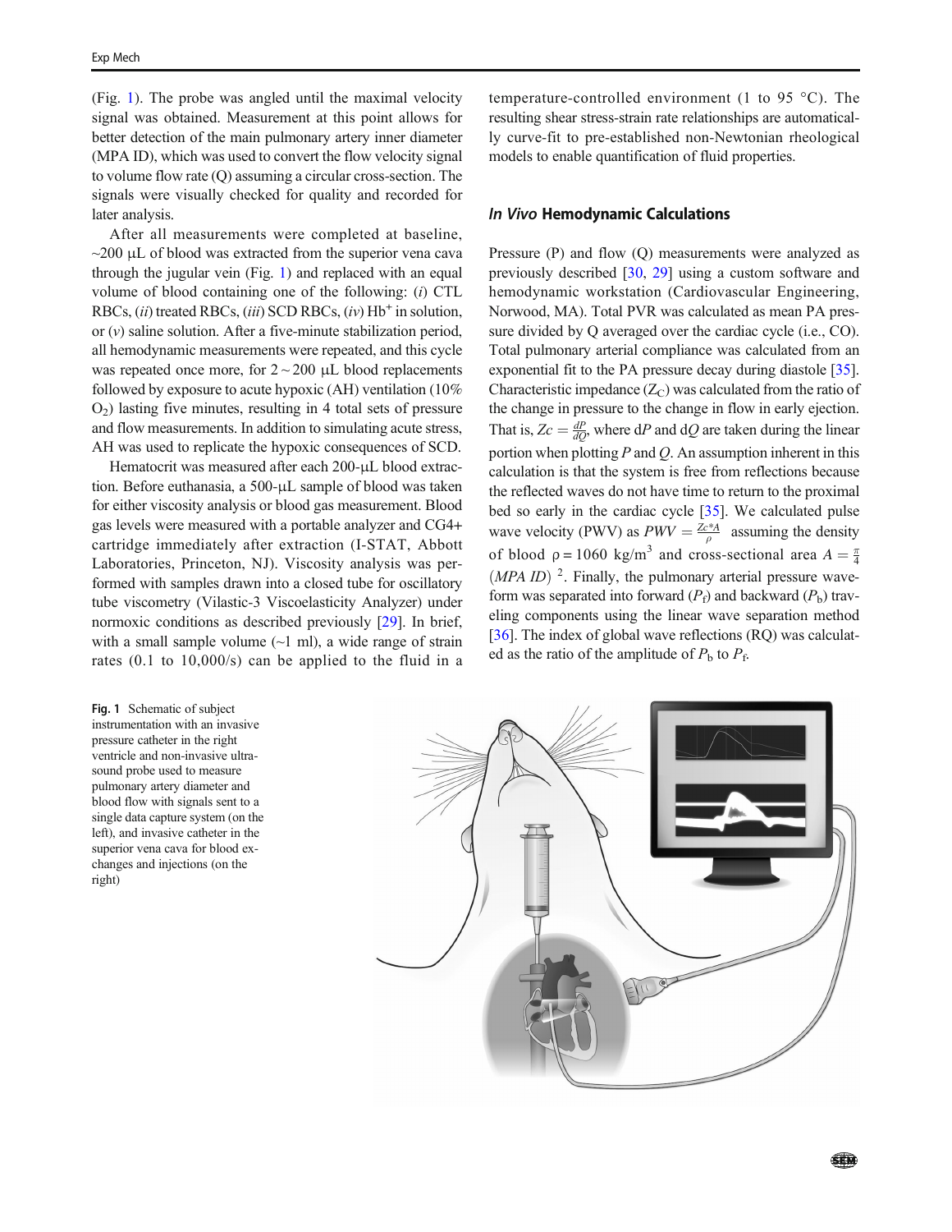(Fig. 1). The probe was angled until the maximal velocity signal was obtained. Measurement at this point allows for better detection of the main pulmonary artery inner diameter (MPA ID), which was used to convert the flow velocity signal to volume flow rate (Q) assuming a circular cross-section. The signals were visually checked for quality and recorded for later analysis.

After all measurements were completed at baseline, ~200 μL of blood was extracted from the superior vena cava through the jugular vein (Fig. 1) and replaced with an equal volume of blood containing one of the following: (*i*) CTL RBCs, (*ii*) treated RBCs, (*iii*) SCD RBCs, (*iv*) $Hb^{+}$ in solution, or (*v*) saline solution. After a five-minute stabilization period, all hemodynamic measurements were repeated, and this cycle was repeated once more, for 2 ~ 200 μL blood replacements followed by exposure to acute hypoxic (AH) ventilation (10% $O_2$) lasting five minutes, resulting in 4 total sets of pressure and flow measurements. In addition to simulating acute stress, AH was used to replicate the hypoxic consequences of SCD.

Hematocrit was measured after each 200-μL blood extraction. Before euthanasia, a 500-μL sample of blood was taken for either viscosity analysis or blood gas measurement. Blood gas levels were measured with a portable analyzer and CG4+ cartridge immediately after extraction (I-STAT, Abbott Laboratories, Princeton, NJ). Viscosity analysis was performed with samples drawn into a closed tube for oscillatory tube viscometry (Vilastic-3 Viscoelasticity Analyzer) under normoxic conditions as described previously [29]. In brief, with a small sample volume (~1 ml), a wide range of strain rates (0.1 to 10,000/s) can be applied to the fluid in a temperature-controlled environment (1 to 95 °C). The resulting shear stress-strain rate relationships are automatically curve-fit to pre-established non-Newtonian rheological models to enable quantification of fluid properties.

### *In Vivo* Hemodynamic Calculations

Pressure (P) and flow (Q) measurements were analyzed as previously described [30, 29] using a custom software and hemodynamic workstation (Cardiovascular Engineering, Norwood, MA). Total PVR was calculated as mean PA pressure divided by Q averaged over the cardiac cycle (i.e., CO). Total pulmonary arterial compliance was calculated from an exponential fit to the PA pressure decay during diastole [35]. Characteristic impedance ($Z_C$) was calculated from the ratio of the change in pressure to the change in flow in early ejection. That is, $Zc = \frac{dP}{dQ}$, where d$P$ and d$Q$ are taken during the linear portion when plotting $P$ and $Q$. An assumption inherent in this calculation is that the system is free from reflections because the reflected waves do not have time to return to the proximal bed so early in the cardiac cycle [35]. We calculated pulse wave velocity (PWV) as $PWV = \frac{Zc*A}{\rho}$ assuming the density of blood $\rho = 1060$ kg/m$^3$ and cross-sectional area $A = \frac{\pi}{4}(MPA\ ID)^2$. Finally, the pulmonary arterial pressure waveform was separated into forward ($P_f$) and backward ($P_b$) traveling components using the linear wave separation method [36]. The index of global wave reflections (RQ) was calculated as the ratio of the amplitude of $P_b$ to $P_f$.

**Fig. 1** Schematic of subject instrumentation with an invasive pressure catheter in the right ventricle and non-invasive ultrasound probe used to measure pulmonary artery diameter and blood flow with signals sent to a single data capture system (on the left), and invasive catheter in the superior vena cava for blood exchanges and injections (on the right)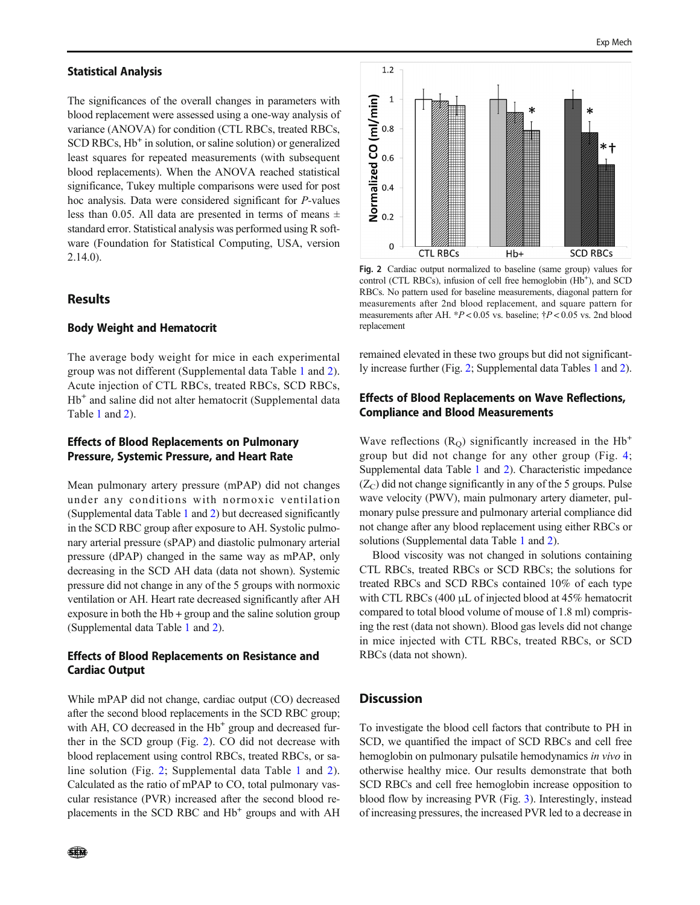### Statistical Analysis

The significances of the overall changes in parameters with blood replacement were assessed using a one-way analysis of variance (ANOVA) for condition (CTL RBCs, treated RBCs, SCD RBCs, $Hb^+$ in solution, or saline solution) or generalized least squares for repeated measurements (with subsequent blood replacements). When the ANOVA reached statistical significance, Tukey multiple comparisons were used for post hoc analysis. Data were considered significant for *P*-values less than 0.05. All data are presented in terms of means ± standard error. Statistical analysis was performed using R software (Foundation for Statistical Computing, USA, version 2.14.0).

## Results

### Body Weight and Hematocrit

The average body weight for mice in each experimental group was not different (Supplemental data Table 1 and 2). Acute injection of CTL RBCs, treated RBCs, SCD RBCs, $Hb^+$ and saline did not alter hematocrit (Supplemental data Table 1 and 2).

### Effects of Blood Replacements on Pulmonary Pressure, Systemic Pressure, and Heart Rate

Mean pulmonary artery pressure (mPAP) did not changes under any conditions with normoxic ventilation (Supplemental data Table 1 and 2) but decreased significantly in the SCD RBC group after exposure to AH. Systolic pulmonary arterial pressure (sPAP) and diastolic pulmonary arterial pressure (dPAP) changed in the same way as mPAP, only decreasing in the SCD AH data (data not shown). Systemic pressure did not change in any of the 5 groups with normoxic ventilation or AH. Heart rate decreased significantly after AH exposure in both the Hb + group and the saline solution group (Supplemental data Table 1 and 2).

### Effects of Blood Replacements on Resistance and Cardiac Output

While mPAP did not change, cardiac output (CO) decreased after the second blood replacements in the SCD RBC group; with AH, CO decreased in the $Hb^+$ group and decreased further in the SCD group (Fig. 2). CO did not decrease with blood replacement using control RBCs, treated RBCs, or saline solution (Fig. 2; Supplemental data Table 1 and 2). Calculated as the ratio of mPAP to CO, total pulmonary vascular resistance (PVR) increased after the second blood replacements in the SCD RBC and $Hb^+$ groups and with AH remained elevated in these two groups but did not significantly increase further (Fig. 2; Supplemental data Tables 1 and 2).

**Fig. 2** Cardiac output normalized to baseline (same group) values for control (CTL RBCs), infusion of cell free hemoglobin ($Hb^+$), and SCD RBCs. No pattern used for baseline measurements, diagonal pattern for measurements after 2nd blood replacement, and square pattern for measurements after AH. *$P < 0.05$ vs. baseline; †$P < 0.05$ vs. 2nd blood replacement

### Effects of Blood Replacements on Wave Reflections, Compliance and Blood Measurements

Wave reflections ($R_Q$) significantly increased in the $Hb^+$ group but did not change for any other group (Fig. 4; Supplemental data Table 1 and 2). Characteristic impedance ($Z_C$) did not change significantly in any of the 5 groups. Pulse wave velocity (PWV), main pulmonary artery diameter, pulmonary pulse pressure and pulmonary arterial compliance did not change after any blood replacement using either RBCs or solutions (Supplemental data Table 1 and 2).

Blood viscosity was not changed in solutions containing CTL RBCs, treated RBCs or SCD RBCs; the solutions for treated RBCs and SCD RBCs contained 10% of each type with CTL RBCs (400 μL of injected blood at 45% hematocrit compared to total blood volume of mouse of 1.8 ml) comprising the rest (data not shown). Blood gas levels did not change in mice injected with CTL RBCs, treated RBCs, or SCD RBCs (data not shown).

## Discussion

To investigate the blood cell factors that contribute to PH in SCD, we quantified the impact of SCD RBCs and cell free hemoglobin on pulmonary pulsatile hemodynamics *in vivo* in otherwise healthy mice. Our results demonstrate that both SCD RBCs and cell free hemoglobin increase opposition to blood flow by increasing PVR (Fig. 3). Interestingly, instead of increasing pressures, the increased PVR led to a decrease in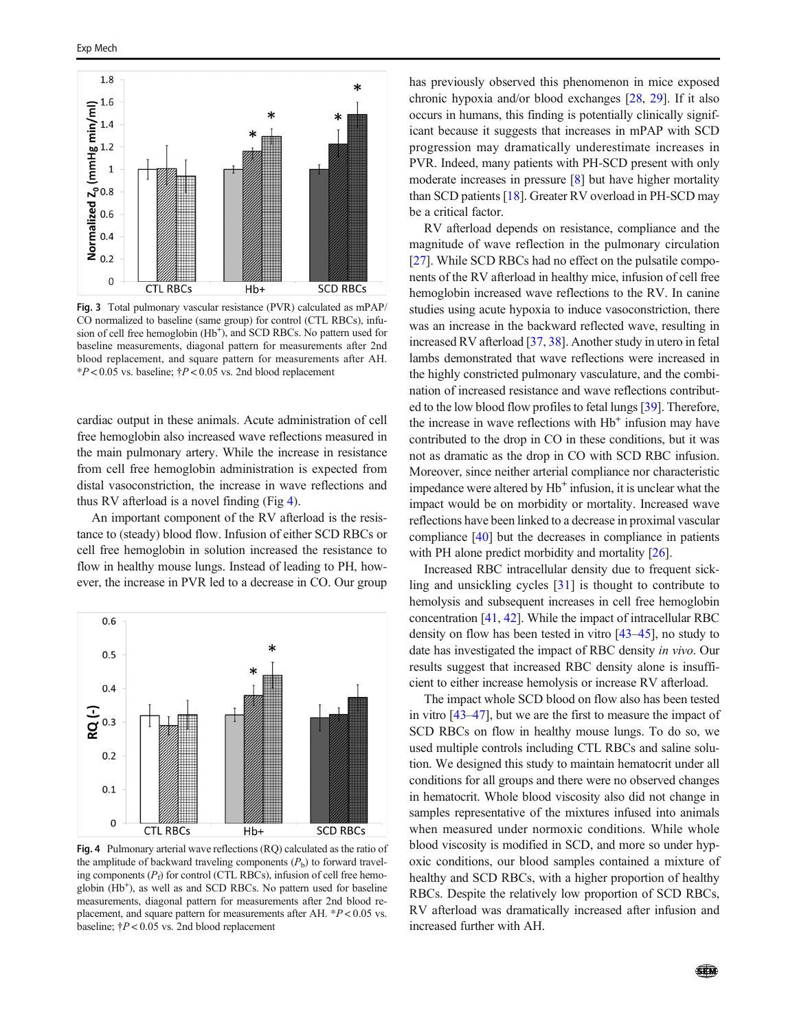Fig. 3 Total pulmonary vascular resistance (PVR) calculated as mPAP/CO normalized to baseline (same group) for control (CTL RBCs), infusion of cell free hemoglobin ($Hb^+$), and SCD RBCs. No pattern used for baseline measurements, diagonal pattern for measurements after 2nd blood replacement, and square pattern for measurements after AH. *$P < 0.05$ vs. baseline; †$P < 0.05$ vs. 2nd blood replacement

cardiac output in these animals. Acute administration of cell free hemoglobin also increased wave reflections measured in the main pulmonary artery. While the increase in resistance from cell free hemoglobin administration is expected from distal vasoconstriction, the increase in wave reflections and thus RV afterload is a novel finding (Fig 4).

An important component of the RV afterload is the resistance to (steady) blood flow. Infusion of either SCD RBCs or cell free hemoglobin in solution increased the resistance to flow in healthy mouse lungs. Instead of leading to PH, however, the increase in PVR led to a decrease in CO. Our group has previously observed this phenomenon in mice exposed chronic hypoxia and/or blood exchanges [28, 29]. If it also occurs in humans, this finding is potentially clinically significant because it suggests that increases in mPAP with SCD progression may dramatically underestimate increases in PVR. Indeed, many patients with PH-SCD present with only moderate increases in pressure [8] but have higher mortality than SCD patients [18]. Greater RV overload in PH-SCD may be a critical factor.

Fig. 4 Pulmonary arterial wave reflections (RQ) calculated as the ratio of the amplitude of backward traveling components ($P_b$) to forward traveling components ($P_f$) for control (CTL RBCs), infusion of cell free hemoglobin ($Hb^+$), as well as and SCD RBCs. No pattern used for baseline measurements, diagonal pattern for measurements after 2nd blood replacement, and square pattern for measurements after AH. *$P < 0.05$ vs. baseline; †$P < 0.05$ vs. 2nd blood replacement

RV afterload depends on resistance, compliance and the magnitude of wave reflection in the pulmonary circulation [27]. While SCD RBCs had no effect on the pulsatile components of the RV afterload in healthy mice, infusion of cell free hemoglobin increased wave reflections to the RV. In canine studies using acute hypoxia to induce vasoconstriction, there was an increase in the backward reflected wave, resulting in increased RV afterload [37, 38]. Another study in utero in fetal lambs demonstrated that wave reflections were increased in the highly constricted pulmonary vasculature, and the combination of increased resistance and wave reflections contributed to the low blood flow profiles to fetal lungs [39]. Therefore, the increase in wave reflections with $Hb^+$ infusion may have contributed to the drop in CO in these conditions, but it was not as dramatic as the drop in CO with SCD RBC infusion. Moreover, since neither arterial compliance nor characteristic impedance were altered by $Hb^+$ infusion, it is unclear what the impact would be on morbidity or mortality. Increased wave reflections have been linked to a decrease in proximal vascular compliance [40] but the decreases in compliance in patients with PH alone predict morbidity and mortality [26].

Increased RBC intracellular density due to frequent sickling and unsickling cycles [31] is thought to contribute to hemolysis and subsequent increases in cell free hemoglobin concentration [41, 42]. While the impact of intracellular RBC density on flow has been tested in vitro [43–45], no study to date has investigated the impact of RBC density *in vivo*. Our results suggest that increased RBC density alone is insufficient to either increase hemolysis or increase RV afterload.

The impact whole SCD blood on flow also has been tested in vitro [43–47], but we are the first to measure the impact of SCD RBCs on flow in healthy mouse lungs. To do so, we used multiple controls including CTL RBCs and saline solution. We designed this study to maintain hematocrit under all conditions for all groups and there were no observed changes in hematocrit. Whole blood viscosity also did not change in samples representative of the mixtures infused into animals when measured under normoxic conditions. While whole blood viscosity is modified in SCD, and more so under hypoxic conditions, our blood samples contained a mixture of healthy and SCD RBCs, with a higher proportion of healthy RBCs. Despite the relatively low proportion of SCD RBCs, RV afterload was dramatically increased after infusion and increased further with AH.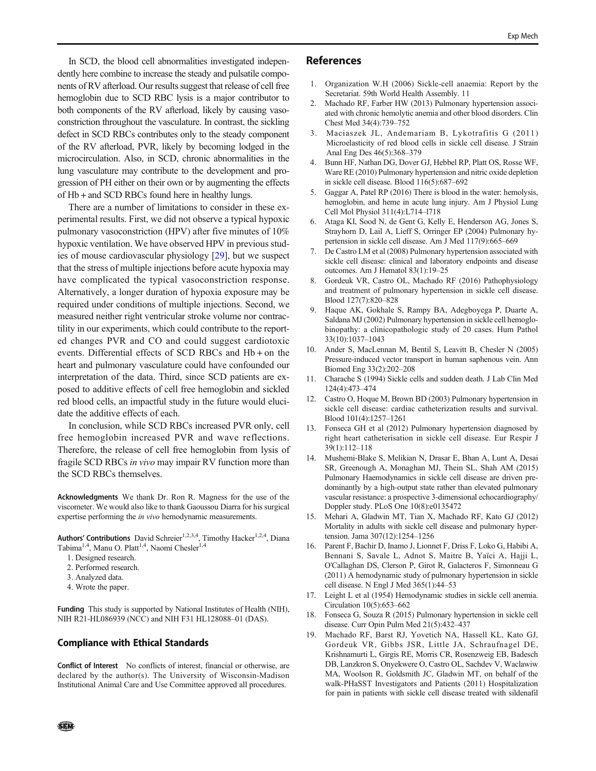In SCD, the blood cell abnormalities investigated independently here combine to increase the steady and pulsatile components of RV afterload. Our results suggest that release of cell free hemoglobin due to SCD RBC lysis is a major contributor to both components of the RV afterload, likely by causing vasoconstriction throughout the vasculature. In contrast, the sickling defect in SCD RBCs contributes only to the steady component of the RV afterload, PVR, likely by becoming lodged in the microcirculation. Also, in SCD, chronic abnormalities in the lung vasculature may contribute to the development and progression of PH either on their own or by augmenting the effects of Hb + and SCD RBCs found here in healthy lungs.

There are a number of limitations to consider in these experimental results. First, we did not observe a typical hypoxic pulmonary vasoconstriction (HPV) after five minutes of 10% hypoxic ventilation. We have observed HPV in previous studies of mouse cardiovascular physiology [29], but we suspect that the stress of multiple injections before acute hypoxia may have complicated the typical vasoconstriction response. Alternatively, a longer duration of hypoxia exposure may be required under conditions of multiple injections. Second, we measured neither right ventricular stroke volume nor contractility in our experiments, which could contribute to the reported changes PVR and CO and could suggest cardiotoxic events. Differential effects of SCD RBCs and Hb + on the heart and pulmonary vasculature could have confounded our interpretation of the data. Third, since SCD patients are exposed to additive effects of cell free hemoglobin and sickled red blood cells, an impactful study in the future would elucidate the additive effects of each.

In conclusion, while SCD RBCs increased PVR only, cell free hemoglobin increased PVR and wave reflections. Therefore, the release of cell free hemoglobin from lysis of fragile SCD RBCs *in vivo* may impair RV function more than the SCD RBCs themselves.

**Acknowledgments** We thank Dr. Ron R. Magness for the use of the viscometer. We would also like to thank Gaoussou Diarra for his surgical expertise performing the *in vivo* hemodynamic measurements.

**Authors' Contributions** David Schreier[1,2,3,4], Timothy Hacker[1,2,4], Diana Tabima[1,4], Manu O. Platt[1,4], Naomi Chesler[1,4]

1. Designed research.
2. Performed research.
3. Analyzed data.
4. Wrote the paper.

**Funding** This study is supported by National Institutes of Health (NIH), NIH R21-HL086939 (NCC) and NIH F31 HL128088–01 (DAS).

## Compliance with Ethical Standards

**Conflict of Interest** No conflicts of interest, financial or otherwise, are declared by the author(s). The University of Wisconsin-Madison Institutional Animal Care and Use Committee approved all procedures.

## References

1. Organization W.H (2006) Sickle-cell anaemia: Report by the Secretariat. 59th World Health Assembly. 11
2. Machado RF, Farber HW (2013) Pulmonary hypertension associated with chronic hemolytic anemia and other blood disorders. Clin Chest Med 34(4):739–752
3. Maciaszek JL, Andemariam B, Lykotrafitis G (2011) Microelasticity of red blood cells in sickle cell disease. J Strain Anal Eng Des 46(5):368–379
4. Bunn HF, Nathan DG, Dover GJ, Hebbel RP, Platt OS, Rosse WF, Ware RE (2010) Pulmonary hypertension and nitric oxide depletion in sickle cell disease. Blood 116(5):687–692
5. Gaggar A, Patel RP (2016) There is blood in the water: hemolysis, hemoglobin, and heme in acute lung injury. Am J Physiol Lung Cell Mol Physiol 311(4):L714–l718
6. Ataga KI, Sood N, de Gent G, Kelly E, Henderson AG, Jones S, Strayhorn D, Lail A, Lieff S, Orringer EP (2004) Pulmonary hypertension in sickle cell disease. Am J Med 117(9):665–669
7. De Castro LM et al (2008) Pulmonary hypertension associated with sickle cell disease: clinical and laboratory endpoints and disease outcomes. Am J Hematol 83(1):19–25
8. Gordeuk VR, Castro OL, Machado RF (2016) Pathophysiology and treatment of pulmonary hypertension in sickle cell disease. Blood 127(7):820–828
9. Haque AK, Gokhale S, Rampy BA, Adegboyega P, Duarte A, Saldana MJ (2002) Pulmonary hypertension in sickle cell hemoglobinopathy: a clinicopathologic study of 20 cases. Hum Pathol 33(10):1037–1043
10. Ander S, MacLennan M, Bentil S, Leavitt B, Chesler N (2005) Pressure-induced vector transport in human saphenous vein. Ann Biomed Eng 33(2):202–208
11. Charache S (1994) Sickle cells and sudden death. J Lab Clin Med 124(4):473–474
12. Castro O, Hoque M, Brown BD (2003) Pulmonary hypertension in sickle cell disease: cardiac catheterization results and survival. Blood 101(4):1257–1261
13. Fonseca GH et al (2012) Pulmonary hypertension diagnosed by right heart catheterisation in sickle cell disease. Eur Respir J 39(1):112–118
14. Mushemi-Blake S, Melikian N, Drasar E, Bhan A, Lunt A, Desai SR, Greenough A, Monaghan MJ, Thein SL, Shah AM (2015) Pulmonary Haemodynamics in sickle cell disease are driven predominantly by a high-output state rather than elevated pulmonary vascular resistance: a prospective 3-dimensional echocardiography/ Doppler study. PLoS One 10(8):e0135472
15. Mehari A, Gladwin MT, Tian X, Machado RF, Kato GJ (2012) Mortality in adults with sickle cell disease and pulmonary hypertension. Jama 307(12):1254–1256
16. Parent F, Bachir D, Inamo J, Lionnet F, Driss F, Loko G, Habibi A, Bennani S, Savale L, Adnot S, Maitre B, Yaïci A, Hajji L, O'Callaghan DS, Clerson P, Girot R, Galacteros F, Simonneau G (2011) A hemodynamic study of pulmonary hypertension in sickle cell disease. N Engl J Med 365(1):44–53
17. Leight L et al (1954) Hemodynamic studies in sickle cell anemia. Circulation 10(5):653–662
18. Fonseca G, Souza R (2015) Pulmonary hypertension in sickle cell disease. Curr Opin Pulm Med 21(5):432–437
19. Machado RF, Barst RJ, Yovetich NA, Hassell KL, Kato GJ, Gordeuk VR, Gibbs JSR, Little JA, Schraufnagel DE, Krishnamurti L, Girgis RE, Morris CR, Rosenzweig EB, Badesch DB, Lanzkron S, Onyekwere O, Castro OL, Sachdev V, Waclawiw MA, Woolson R, Goldsmith JC, Gladwin MT, on behalf of the walk-PHaSST Investigators and Patients (2011) Hospitalization for pain in patients with sickle cell disease treated with sildenafil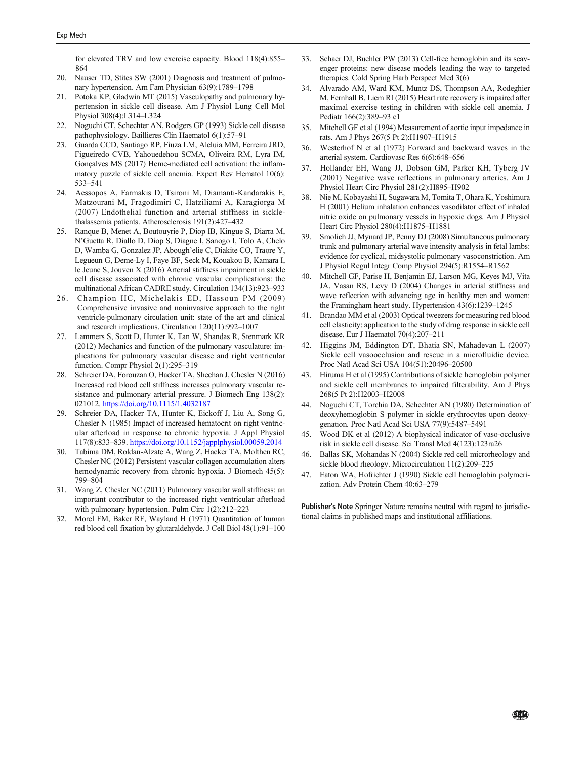for elevated TRV and low exercise capacity. Blood 118(4):855–864

20. Nauser TD, Stites SW (2001) Diagnosis and treatment of pulmonary hypertension. Am Fam Physician 63(9):1789–1798
21. Potoka KP, Gladwin MT (2015) Vasculopathy and pulmonary hypertension in sickle cell disease. Am J Physiol Lung Cell Mol Physiol 308(4):L314–L324
22. Noguchi CT, Schechter AN, Rodgers GP (1993) Sickle cell disease pathophysiology. Baillieres Clin Haematol 6(1):57–91
23. Guarda CCD, Santiago RP, Fiuza LM, Aleluia MM, Ferreira JRD, Figueiredo CVB, Yahouedehou SCMA, Oliveira RM, Lyra IM, Gonçalves MS (2017) Heme-mediated cell activation: the inflammatory puzzle of sickle cell anemia. Expert Rev Hematol 10(6): 533–541
24. Aessopos A, Farmakis D, Tsironi M, Diamanti-Kandarakis E, Matzourani M, Fragodimiri C, Hatziliami A, Karagiorga M (2007) Endothelial function and arterial stiffness in sickle-thalassemia patients. Atherosclerosis 191(2):427–432
25. Ranque B, Menet A, Boutouyrie P, Diop IB, Kingue S, Diarra M, N'Guetta R, Diallo D, Diop S, Diagne I, Sanogo I, Tolo A, Chelo D, Wamba G, Gonzalez JP, Abough'elie C, Diakite CO, Traore Y, Legueun G, Deme-Ly I, Faye BF, Seck M, Kouakou B, Kamara I, le Jeune S, Jouven X (2016) Arterial stiffness impairment in sickle cell disease associated with chronic vascular complications: the multinational African CADRE study. Circulation 134(13):923–933
26. Champion HC, Michelakis ED, Hassoun PM (2009) Comprehensive invasive and noninvasive approach to the right ventricle-pulmonary circulation unit: state of the art and clinical and research implications. Circulation 120(11):992–1007
27. Lammers S, Scott D, Hunter K, Tan W, Shandas R, Stenmark KR (2012) Mechanics and function of the pulmonary vasculature: implications for pulmonary vascular disease and right ventricular function. Compr Physiol 2(1):295–319
28. Schreier DA, Forouzan O, Hacker TA, Sheehan J, Chesler N (2016) Increased red blood cell stiffness increases pulmonary vascular resistance and pulmonary arterial pressure. J Biomech Eng 138(2): 021012. https://doi.org/10.1115/1.4032187
29. Schreier DA, Hacker TA, Hunter K, Eickoff J, Liu A, Song G, Chesler N (1985) Impact of increased hematocrit on right ventricular afterload in response to chronic hypoxia. J Appl Physiol 117(8):833–839. https://doi.org/10.1152/japplphysiol.00059.2014
30. Tabima DM, Roldan-Alzate A, Wang Z, Hacker TA, Molthen RC, Chesler NC (2012) Persistent vascular collagen accumulation alters hemodynamic recovery from chronic hypoxia. J Biomech 45(5): 799–804
31. Wang Z, Chesler NC (2011) Pulmonary vascular wall stiffness: an important contributor to the increased right ventricular afterload with pulmonary hypertension. Pulm Circ 1(2):212–223
32. Morel FM, Baker RF, Wayland H (1971) Quantitation of human red blood cell fixation by glutaraldehyde. J Cell Biol 48(1):91–100
33. Schaer DJ, Buehler PW (2013) Cell-free hemoglobin and its scavenger proteins: new disease models leading the way to targeted therapies. Cold Spring Harb Perspect Med 3(6)
34. Alvarado AM, Ward KM, Muntz DS, Thompson AA, Rodeghier M, Fernhall B, Liem RI (2015) Heart rate recovery is impaired after maximal exercise testing in children with sickle cell anemia. J Pediatr 166(2):389–93 e1
35. Mitchell GF et al (1994) Measurement of aortic input impedance in rats. Am J Phys 267(5 Pt 2):H1907–H1915
36. Westerhof N et al (1972) Forward and backward waves in the arterial system. Cardiovasc Res 6(6):648–656
37. Hollander EH, Wang JJ, Dobson GM, Parker KH, Tyberg JV (2001) Negative wave reflections in pulmonary arteries. Am J Physiol Heart Circ Physiol 281(2):H895–H902
38. Nie M, Kobayashi H, Sugawara M, Tomita T, Ohara K, Yoshimura H (2001) Helium inhalation enhances vasodilator effect of inhaled nitric oxide on pulmonary vessels in hypoxic dogs. Am J Physiol Heart Circ Physiol 280(4):H1875–H1881
39. Smolich JJ, Mynard JP, Penny DJ (2008) Simultaneous pulmonary trunk and pulmonary arterial wave intensity analysis in fetal lambs: evidence for cyclical, midsystolic pulmonary vasoconstriction. Am J Physiol Regul Integr Comp Physiol 294(5):R1554–R1562
40. Mitchell GF, Parise H, Benjamin EJ, Larson MG, Keyes MJ, Vita JA, Vasan RS, Levy D (2004) Changes in arterial stiffness and wave reflection with advancing age in healthy men and women: the Framingham heart study. Hypertension 43(6):1239–1245
41. Brandao MM et al (2003) Optical tweezers for measuring red blood cell elasticity: application to the study of drug response in sickle cell disease. Eur J Haematol 70(4):207–211
42. Higgins JM, Eddington DT, Bhatia SN, Mahadevan L (2007) Sickle cell vasoocclusion and rescue in a microfluidic device. Proc Natl Acad Sci USA 104(51):20496–20500
43. Hiruma H et al (1995) Contributions of sickle hemoglobin polymer and sickle cell membranes to impaired filterability. Am J Phys 268(5 Pt 2):H2003–H2008
44. Noguchi CT, Torchia DA, Schechter AN (1980) Determination of deoxyhemoglobin S polymer in sickle erythrocytes upon deoxygenation. Proc Natl Acad Sci USA 77(9):5487–5491
45. Wood DK et al (2012) A biophysical indicator of vaso-occlusive risk in sickle cell disease. Sci Transl Med 4(123):123ra26
46. Ballas SK, Mohandas N (2004) Sickle red cell microrheology and sickle blood rheology. Microcirculation 11(2):209–225
47. Eaton WA, Hofrichter J (1990) Sickle cell hemoglobin polymerization. Adv Protein Chem 40:63–279

**Publisher's Note** Springer Nature remains neutral with regard to jurisdictional claims in published maps and institutional affiliations.